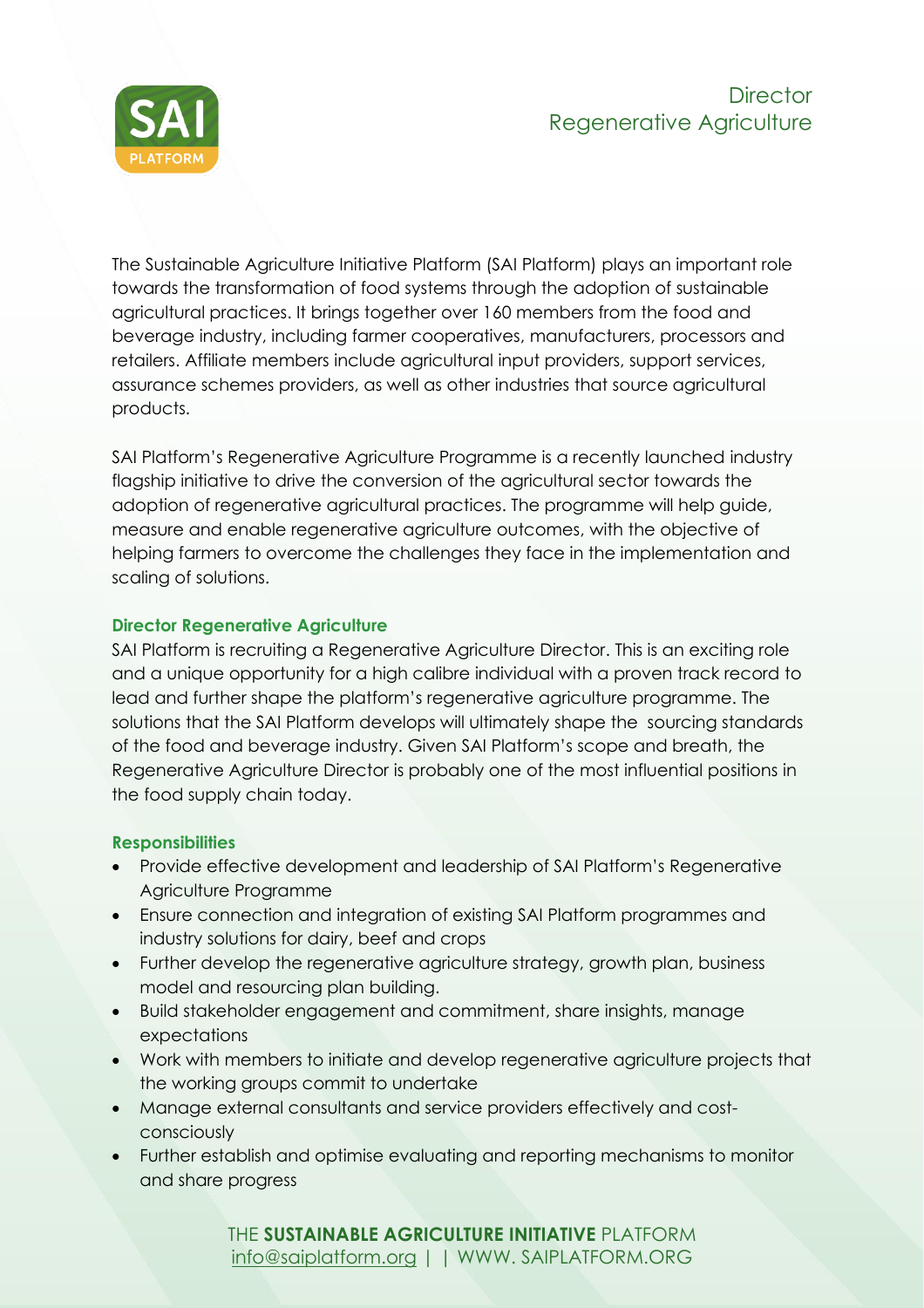# Director
## Regenerative Agriculture

The Sustainable Agriculture Initiative Platform (SAI Platform) plays an important role towards the transformation of food systems through the adoption of sustainable agricultural practices. It brings together over 160 members from the food and beverage industry, including farmer cooperatives, manufacturers, processors and retailers. Affiliate members include agricultural input providers, support services, assurance schemes providers, as well as other industries that source agricultural products.

SAI Platform's Regenerative Agriculture Programme is a recently launched industry flagship initiative to drive the conversion of the agricultural sector towards the adoption of regenerative agricultural practices. The programme will help guide, measure and enable regenerative agriculture outcomes, with the objective of helping farmers to overcome the challenges they face in the implementation and scaling of solutions.

### Director Regenerative Agriculture

SAI Platform is recruiting a Regenerative Agriculture Director. This is an exciting role and a unique opportunity for a high calibre individual with a proven track record to lead and further shape the platform's regenerative agriculture programme. The solutions that the SAI Platform develops will ultimately shape the sourcing standards of the food and beverage industry. Given SAI Platform's scope and breath, the Regenerative Agriculture Director is probably one of the most influential positions in the food supply chain today.

### Responsibilities

- Provide effective development and leadership of SAI Platform's Regenerative Agriculture Programme
- Ensure connection and integration of existing SAI Platform programmes and industry solutions for dairy, beef and crops
- Further develop the regenerative agriculture strategy, growth plan, business model and resourcing plan building.
- Build stakeholder engagement and commitment, share insights, manage expectations
- Work with members to initiate and develop regenerative agriculture projects that the working groups commit to undertake
- Manage external consultants and service providers effectively and cost-consciously
- Further establish and optimise evaluating and reporting mechanisms to monitor and share progress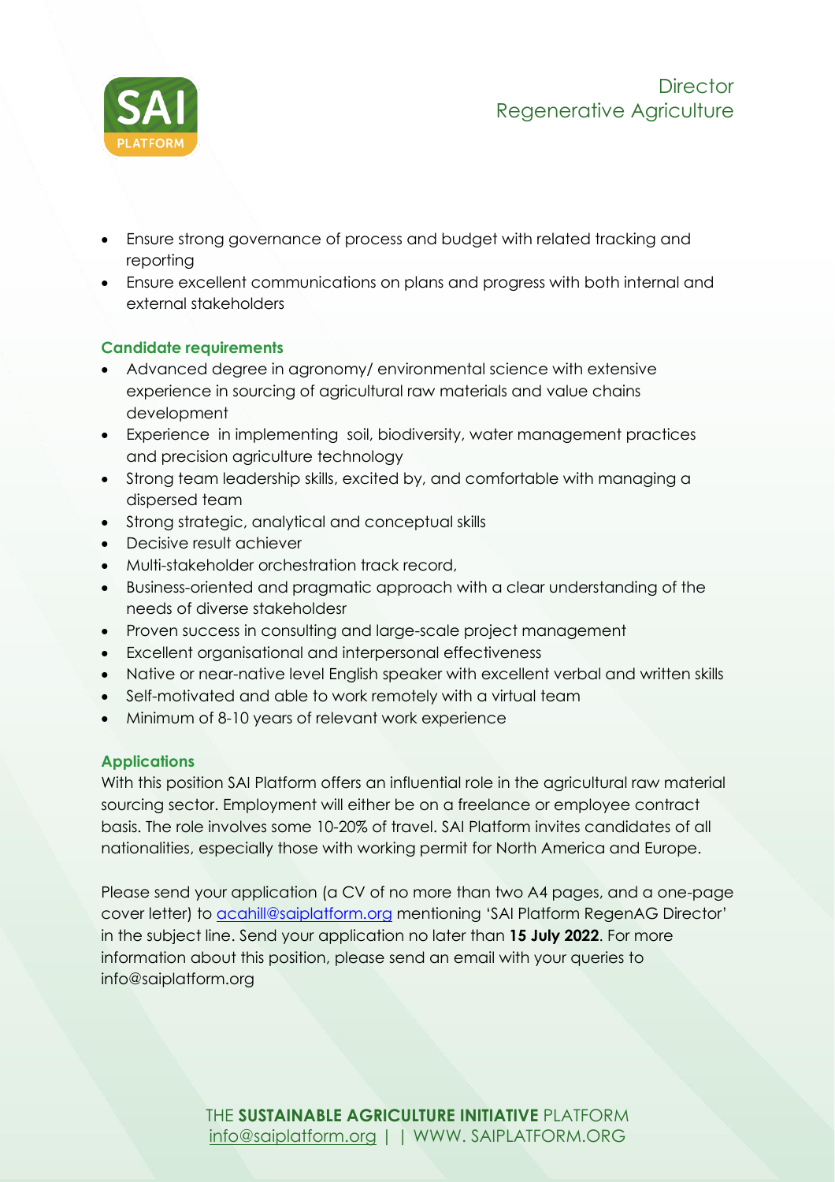- Ensure strong governance of process and budget with related tracking and reporting
- Ensure excellent communications on plans and progress with both internal and external stakeholders

## Candidate requirements

- Advanced degree in agronomy/ environmental science with extensive experience in sourcing of agricultural raw materials and value chains development
- Experience in implementing soil, biodiversity, water management practices and precision agriculture technology
- Strong team leadership skills, excited by, and comfortable with managing a dispersed team
- Strong strategic, analytical and conceptual skills
- Decisive result achiever
- Multi-stakeholder orchestration track record,
- Business-oriented and pragmatic approach with a clear understanding of the needs of diverse stakeholdesr
- Proven success in consulting and large-scale project management
- Excellent organisational and interpersonal effectiveness
- Native or near-native level English speaker with excellent verbal and written skills
- Self-motivated and able to work remotely with a virtual team
- Minimum of 8-10 years of relevant work experience

## Applications

With this position SAI Platform offers an influential role in the agricultural raw material sourcing sector. Employment will either be on a freelance or employee contract basis. The role involves some 10-20% of travel. SAI Platform invites candidates of all nationalities, especially those with working permit for North America and Europe.

Please send your application (a CV of no more than two A4 pages, and a one-page cover letter) to acahill@saiplatform.org mentioning 'SAI Platform RegenAG Director' in the subject line. Send your application no later than **15 July 2022**. For more information about this position, please send an email with your queries to info@saiplatform.org